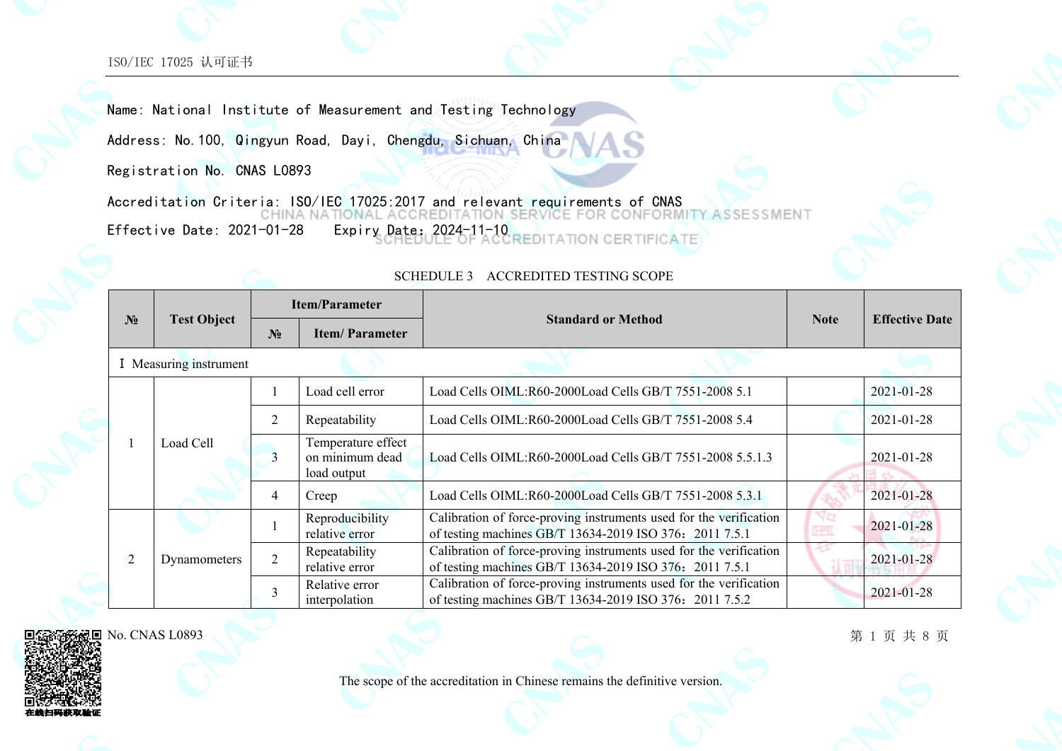Name: National Institute of Measurement and Testing Technology

Address: No.100, Qingyun Road, Dayi, Chengdu, Sichuan, China

Registration No. CNAS L0893

Accreditation Criteria: ISO/IEC 17025:2017 and relevant requirements of CNAS

Effective Date: 2021-01-28  Expiry Date: 2024-11-10

CHINA NATIONAL ACCREDITATION SERVICE FOR CONFORMITY ASSESSMENT

SCHEDULE OF ACCREDITATION CERTIFICATE

## SCHEDULE 3 ACCREDITED TESTING SCOPE

| № | Test Object | Item/Parameter | | Standard or Method | Note | Effective Date |
|---|---|---|---|---|---|---|
| | | № | Item/ Parameter | | | |
| Ⅰ Measuring instrument | | | | | | |
| 1 | Load Cell | 1 | Load cell error | Load Cells OIML:R60-2000Load Cells GB/T 7551-2008 5.1 | | 2021-01-28 |
| | | 2 | Repeatability | Load Cells OIML:R60-2000Load Cells GB/T 7551-2008 5.4 | | 2021-01-28 |
| | | 3 | Temperature effect on minimum dead load output | Load Cells OIML:R60-2000Load Cells GB/T 7551-2008 5.5.1.3 | | 2021-01-28 |
| | | 4 | Creep | Load Cells OIML:R60-2000Load Cells GB/T 7551-2008 5.3.1 | | 2021-01-28 |
| 2 | Dynamometers | 1 | Reproducibility relative error | Calibration of force-proving instruments used for the verification of testing machines GB/T 13634-2019 ISO 376：2011 7.5.1 | | 2021-01-28 |
| | | 2 | Repeatability relative error | Calibration of force-proving instruments used for the verification of testing machines GB/T 13634-2019 ISO 376：2011 7.5.1 | | 2021-01-28 |
| | | 3 | Relative error interpolation | Calibration of force-proving instruments used for the verification of testing machines GB/T 13634-2019 ISO 376：2011 7.5.2 | | 2021-01-28 |

No. CNAS L0893

The scope of the accreditation in Chinese remains the definitive version.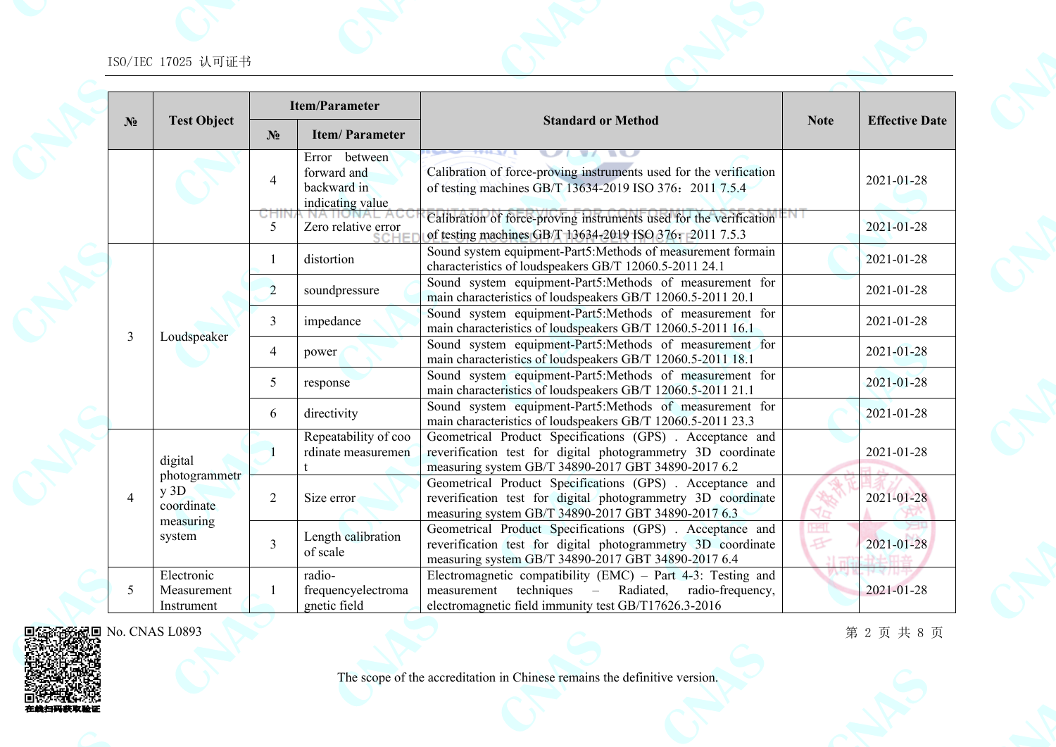| № | Test Object | Item/Parameter | | Standard or Method | Note | Effective Date |
|---|---|---|---|---|---|---|
| | | № | Item/ Parameter | | | |
| | | 4 | Error between forward and backward in indicating value | Calibration of force-proving instruments used for the verification of testing machines GB/T 13634-2019 ISO 376：2011 7.5.4 | | 2021-01-28 |
| | | 5 | Zero relative error | Calibration of force-proving instruments used for the verification of testing machines GB/T 13634-2019 ISO 376：2011 7.5.3 | | 2021-01-28 |
| 3 | Loudspeaker | 1 | distortion | Sound system equipment-Part5:Methods of measurement formain characteristics of loudspeakers GB/T 12060.5-2011 24.1 | | 2021-01-28 |
| | | 2 | soundpressure | Sound system equipment-Part5:Methods of measurement for main characteristics of loudspeakers GB/T 12060.5-2011 20.1 | | 2021-01-28 |
| | | 3 | impedance | Sound system equipment-Part5:Methods of measurement for main characteristics of loudspeakers GB/T 12060.5-2011 16.1 | | 2021-01-28 |
| | | 4 | power | Sound system equipment-Part5:Methods of measurement for main characteristics of loudspeakers GB/T 12060.5-2011 18.1 | | 2021-01-28 |
| | | 5 | response | Sound system equipment-Part5:Methods of measurement for main characteristics of loudspeakers GB/T 12060.5-2011 21.1 | | 2021-01-28 |
| | | 6 | directivity | Sound system equipment-Part5:Methods of measurement for main characteristics of loudspeakers GB/T 12060.5-2011 23.3 | | 2021-01-28 |
| 4 | digital photogrammetry 3D coordinate measuring system | 1 | Repeatability of coordinate measurement | Geometrical Product Specifications (GPS) . Acceptance and reverification test for digital photogrammetry 3D coordinate measuring system GB/T 34890-2017 GBT 34890-2017 6.2 | | 2021-01-28 |
| | | 2 | Size error | Geometrical Product Specifications (GPS) . Acceptance and reverification test for digital photogrammetry 3D coordinate measuring system GB/T 34890-2017 GBT 34890-2017 6.3 | | 2021-01-28 |
| | | 3 | Length calibration of scale | Geometrical Product Specifications (GPS) . Acceptance and reverification test for digital photogrammetry 3D coordinate measuring system GB/T 34890-2017 GBT 34890-2017 6.4 | | 2021-01-28 |
| 5 | Electronic Measurement Instrument | 1 | radio-frequencyelectromagnetic field | Electromagnetic compatibility (EMC) – Part 4-3: Testing and measurement techniques – Radiated, radio-frequency, electromagnetic field immunity test GB/T17626.3-2016 | | 2021-01-28 |

No. CNAS L0893

The scope of the accreditation in Chinese remains the definitive version.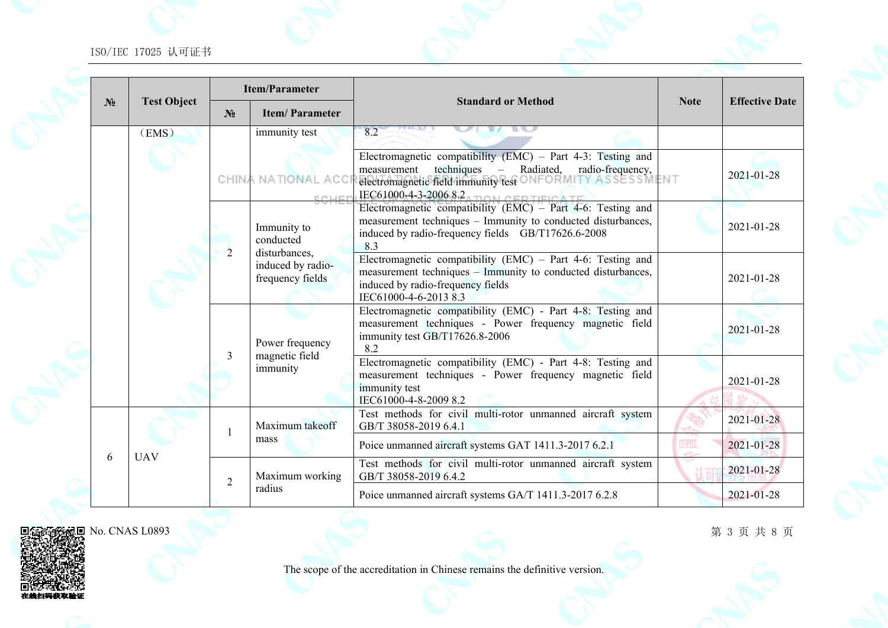| № | Test Object | Item/Parameter | | Standard or Method | Note | Effective Date |
|---|---|---|---|---|---|---|
| | | № | Item/ Parameter | | | |
| | （EMS） | | immunity test | 8.2 | | |
| | | | | Electromagnetic compatibility (EMC) – Part 4-3: Testing and measurement techniques – Radiated, radio-frequency, electromagnetic field immunity test IEC61000-4-3-2006 8.2 | | 2021-01-28 |
| | | 2 | Immunity to conducted disturbances, induced by radio-frequency fields | Electromagnetic compatibility (EMC) – Part 4-6: Testing and measurement techniques – Immunity to conducted disturbances, induced by radio-frequency fields GB/T17626.6-2008 8.3 | | 2021-01-28 |
| | | | | Electromagnetic compatibility (EMC) – Part 4-6: Testing and measurement techniques – Immunity to conducted disturbances, induced by radio-frequency fields IEC61000-4-6-2013 8.3 | | 2021-01-28 |
| | | 3 | Power frequency magnetic field immunity | Electromagnetic compatibility (EMC) - Part 4-8: Testing and measurement techniques - Power frequency magnetic field immunity test GB/T17626.8-2006 8.2 | | 2021-01-28 |
| | | | | Electromagnetic compatibility (EMC) - Part 4-8: Testing and measurement techniques - Power frequency magnetic field immunity test IEC61000-4-8-2009 8.2 | | 2021-01-28 |
| 6 | UAV | 1 | Maximum takeoff mass | Test methods for civil multi-rotor unmanned aircraft system GB/T 38058-2019 6.4.1 | | 2021-01-28 |
| | | | | Poice unmanned aircraft systems GAT 1411.3-2017 6.2.1 | | 2021-01-28 |
| | | 2 | Maximum working radius | Test methods for civil multi-rotor unmanned aircraft system GB/T 38058-2019 6.4.2 | | 2021-01-28 |
| | | | | Poice unmanned aircraft systems GA/T 1411.3-2017 6.2.8 | | 2021-01-28 |

No. CNAS L0893

The scope of the accreditation in Chinese remains the definitive version.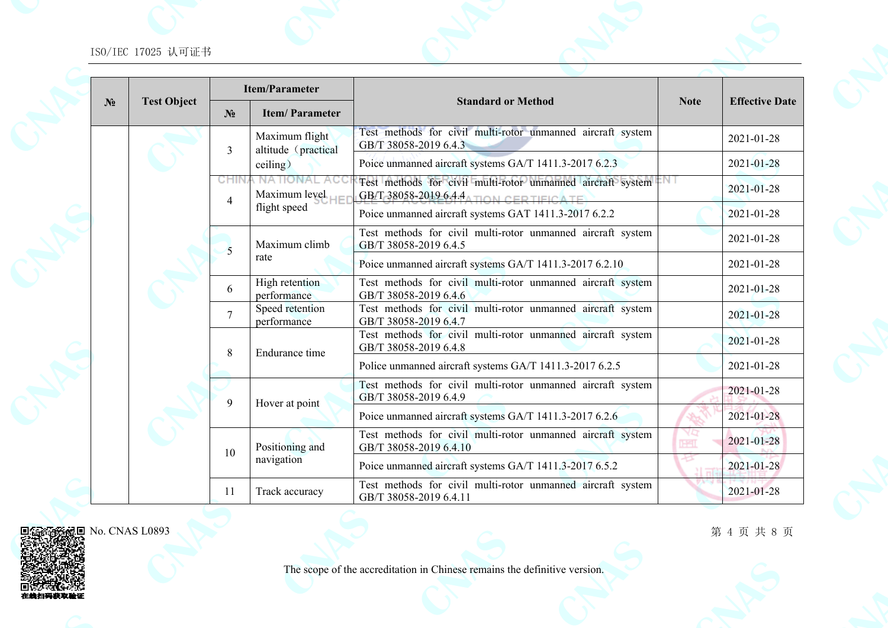| № | Test Object | Item/Parameter | | Standard or Method | Note | Effective Date |
|---|---|---|---|---|---|---|
| | | № | Item/ Parameter | | | |
| | | 3 | Maximum flight altitude（practical ceiling） | Test methods for civil multi-rotor unmanned aircraft system GB/T 38058-2019 6.4.3 | | 2021-01-28 |
| | | | | Poice unmanned aircraft systems GA/T 1411.3-2017 6.2.3 | | 2021-01-28 |
| | | 4 | Maximum level flight speed | Test methods for civil multi-rotor unmanned aircraft system GB/T 38058-2019 6.4.4 | | 2021-01-28 |
| | | | | Poice unmanned aircraft systems GAT 1411.3-2017 6.2.2 | | 2021-01-28 |
| | | 5 | Maximum climb rate | Test methods for civil multi-rotor unmanned aircraft system GB/T 38058-2019 6.4.5 | | 2021-01-28 |
| | | | | Poice unmanned aircraft systems GA/T 1411.3-2017 6.2.10 | | 2021-01-28 |
| | | 6 | High retention performance | Test methods for civil multi-rotor unmanned aircraft system GB/T 38058-2019 6.4.6 | | 2021-01-28 |
| | | 7 | Speed retention performance | Test methods for civil multi-rotor unmanned aircraft system GB/T 38058-2019 6.4.7 | | 2021-01-28 |
| | | 8 | Endurance time | Test methods for civil multi-rotor unmanned aircraft system GB/T 38058-2019 6.4.8 | | 2021-01-28 |
| | | | | Police unmanned aircraft systems GA/T 1411.3-2017 6.2.5 | | 2021-01-28 |
| | | 9 | Hover at point | Test methods for civil multi-rotor unmanned aircraft system GB/T 38058-2019 6.4.9 | | 2021-01-28 |
| | | | | Poice unmanned aircraft systems GA/T 1411.3-2017 6.2.6 | | 2021-01-28 |
| | | 10 | Positioning and navigation | Test methods for civil multi-rotor unmanned aircraft system GB/T 38058-2019 6.4.10 | | 2021-01-28 |
| | | | | Poice unmanned aircraft systems GA/T 1411.3-2017 6.5.2 | | 2021-01-28 |
| | | 11 | Track accuracy | Test methods for civil multi-rotor unmanned aircraft system GB/T 38058-2019 6.4.11 | | 2021-01-28 |

No. CNAS L0893

The scope of the accreditation in Chinese remains the definitive version.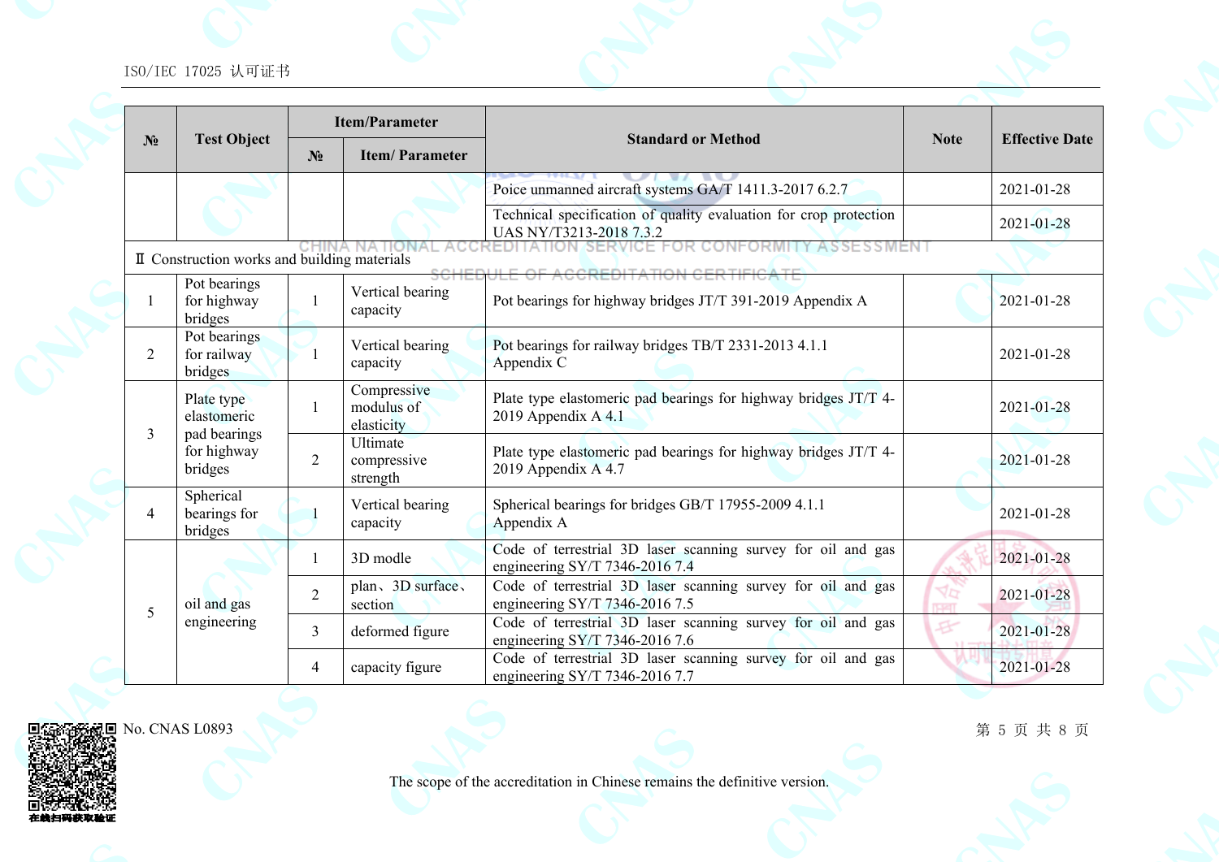| № | Test Object | Item/Parameter | | Standard or Method | Note | Effective Date |
|---|---|---|---|---|---|---|
| | | № | Item/ Parameter | | | |
| | | | | Poice unmanned aircraft systems GA/T 1411.3-2017 6.2.7 | | 2021-01-28 |
| | | | | Technical specification of quality evaluation for crop protection UAS NY/T3213-2018 7.3.2 | | 2021-01-28 |
| Ⅱ Construction works and building materials | | | | | | |
| 1 | Pot bearings for highway bridges | 1 | Vertical bearing capacity | Pot bearings for highway bridges JT/T 391-2019 Appendix A | | 2021-01-28 |
| 2 | Pot bearings for railway bridges | 1 | Vertical bearing capacity | Pot bearings for railway bridges TB/T 2331-2013 4.1.1 Appendix C | | 2021-01-28 |
| 3 | Plate type elastomeric pad bearings for highway bridges | 1 | Compressive modulus of elasticity | Plate type elastomeric pad bearings for highway bridges JT/T 4-2019 Appendix A 4.1 | | 2021-01-28 |
| | | 2 | Ultimate compressive strength | Plate type elastomeric pad bearings for highway bridges JT/T 4-2019 Appendix A 4.7 | | 2021-01-28 |
| 4 | Spherical bearings for bridges | 1 | Vertical bearing capacity | Spherical bearings for bridges GB/T 17955-2009 4.1.1 Appendix A | | 2021-01-28 |
| 5 | oil and gas engineering | 1 | 3D modle | Code of terrestrial 3D laser scanning survey for oil and gas engineering SY/T 7346-2016 7.4 | | 2021-01-28 |
| | | 2 | plan、3D surface、section | Code of terrestrial 3D laser scanning survey for oil and gas engineering SY/T 7346-2016 7.5 | | 2021-01-28 |
| | | 3 | deformed figure | Code of terrestrial 3D laser scanning survey for oil and gas engineering SY/T 7346-2016 7.6 | | 2021-01-28 |
| | | 4 | capacity figure | Code of terrestrial 3D laser scanning survey for oil and gas engineering SY/T 7346-2016 7.7 | | 2021-01-28 |

No. CNAS L0893

The scope of the accreditation in Chinese remains the definitive version.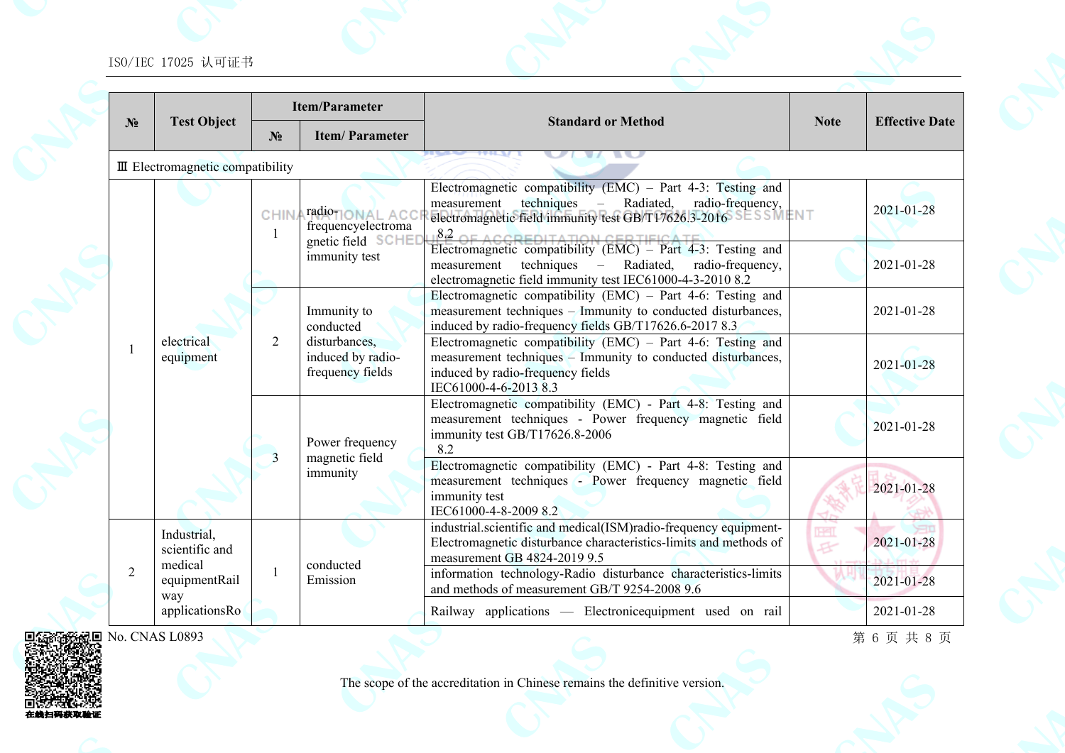| № | Test Object | Item/Parameter | | Standard or Method | Note | Effective Date |
|---|---|---|---|---|---|---|
| | | № | Item/ Parameter | | | |
| Ⅲ Electromagnetic compatibility | | | | | | |
| 1 | electrical equipment | 1 | radio-frequencyelectromagnetic field immunity test | Electromagnetic compatibility (EMC) – Part 4-3: Testing and measurement techniques – Radiated, radio-frequency, electromagnetic field immunity test GB/T17626.3-2016 8.2 | | 2021-01-28 |
| | | | | Electromagnetic compatibility (EMC) – Part 4-3: Testing and measurement techniques – Radiated, radio-frequency, electromagnetic field immunity test IEC61000-4-3-2010 8.2 | | 2021-01-28 |
| | | 2 | Immunity to conducted disturbances, induced by radio-frequency fields | Electromagnetic compatibility (EMC) – Part 4-6: Testing and measurement techniques – Immunity to conducted disturbances, induced by radio-frequency fields GB/T17626.6-2017 8.3 | | 2021-01-28 |
| | | | | Electromagnetic compatibility (EMC) – Part 4-6: Testing and measurement techniques – Immunity to conducted disturbances, induced by radio-frequency fields IEC61000-4-6-2013 8.3 | | 2021-01-28 |
| | | 3 | Power frequency magnetic field immunity | Electromagnetic compatibility (EMC) - Part 4-8: Testing and measurement techniques - Power frequency magnetic field immunity test GB/T17626.8-2006 8.2 | | 2021-01-28 |
| | | | | Electromagnetic compatibility (EMC) - Part 4-8: Testing and measurement techniques - Power frequency magnetic field immunity test IEC61000-4-8-2009 8.2 | | 2021-01-28 |
| 2 | Industrial, scientific and medical equipmentRailway applicationsRo | 1 | conducted Emission | industrial.scientific and medical(ISM)radio-frequency equipment-Electromagnetic disturbance characteristics-limits and methods of measurement GB 4824-2019 9.5 | | 2021-01-28 |
| | | | | information technology-Radio disturbance characteristics-limits and methods of measurement GB/T 9254-2008 9.6 | | 2021-01-28 |
| | | | | Railway applications — Electronicequipment used on rail | | 2021-01-28 |

No. CNAS L0893

The scope of the accreditation in Chinese remains the definitive version.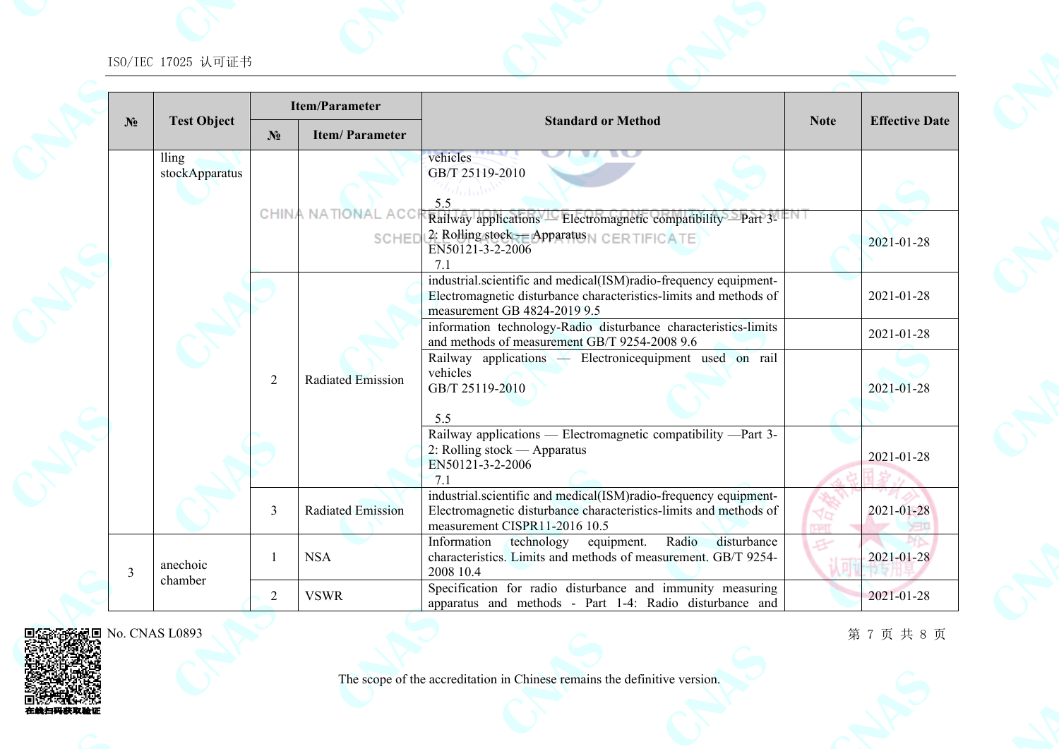| № | Test Object | Item/Parameter | | Standard or Method | Note | Effective Date |
|---|---|---|---|---|---|---|
| | | № | Item/ Parameter | | | |
| | lling stockApparatus | | | vehicles GB/T 25119-2010 5.5 | | |
| | | | | Railway applications — Electromagnetic compatibility —Part 3-2: Rolling stock — Apparatus EN50121-3-2-2006 7.1 | | 2021-01-28 |
| | | 2 | Radiated Emission | industrial.scientific and medical(ISM)radio-frequency equipment-Electromagnetic disturbance characteristics-limits and methods of measurement GB 4824-2019 9.5 | | 2021-01-28 |
| | | | | information technology-Radio disturbance characteristics-limits and methods of measurement GB/T 9254-2008 9.6 | | 2021-01-28 |
| | | | | Railway applications — Electronicequipment used on rail vehicles GB/T 25119-2010 5.5 | | 2021-01-28 |
| | | | | Railway applications — Electromagnetic compatibility —Part 3-2: Rolling stock — Apparatus EN50121-3-2-2006 7.1 | | 2021-01-28 |
| | | 3 | Radiated Emission | industrial.scientific and medical(ISM)radio-frequency equipment-Electromagnetic disturbance characteristics-limits and methods of measurement CISPR11-2016 10.5 | | 2021-01-28 |
| 3 | anechoic chamber | 1 | NSA | Information technology equipment. Radio disturbance characteristics. Limits and methods of measurement. GB/T 9254-2008 10.4 | | 2021-01-28 |
| | | 2 | VSWR | Specification for radio disturbance and immunity measuring apparatus and methods - Part 1-4: Radio disturbance and | | 2021-01-28 |

No. CNAS L0893

The scope of the accreditation in Chinese remains the definitive version.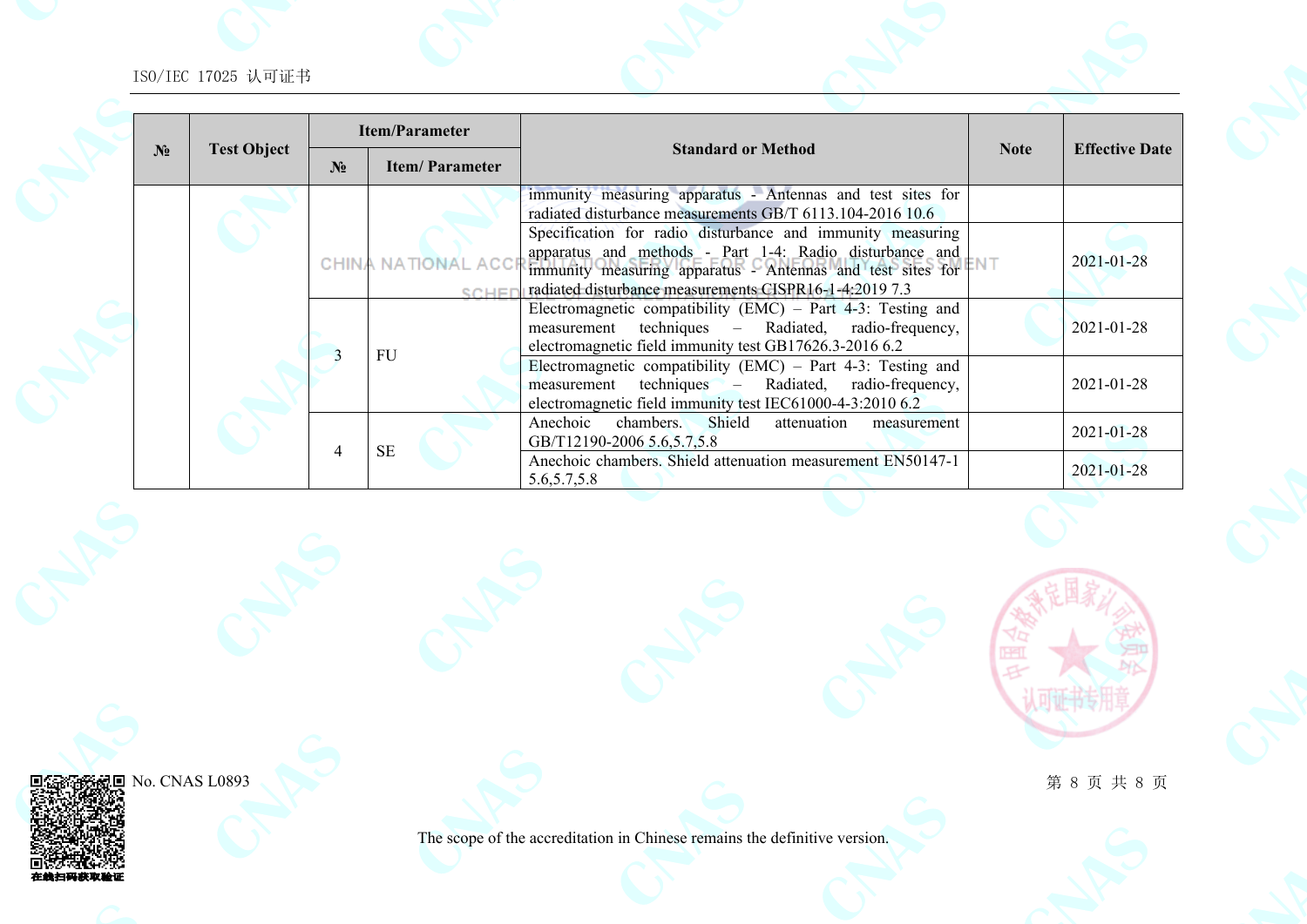| № | Test Object | Item/Parameter | | Standard or Method | Note | Effective Date |
|---|---|---|---|---|---|---|
| | | № | Item/ Parameter | | | |
| | | | | immunity measuring apparatus - Antennas and test sites for radiated disturbance measurements GB/T 6113.104-2016 10.6 | | |
| | | | | Specification for radio disturbance and immunity measuring apparatus and methods - Part 1-4: Radio disturbance and immunity measuring apparatus - Antennas and test sites for radiated disturbance measurements CISPR16-1-4:2019 7.3 | | 2021-01-28 |
| | | 3 | FU | Electromagnetic compatibility (EMC) – Part 4-3: Testing and measurement techniques – Radiated, radio-frequency, electromagnetic field immunity test GB17626.3-2016 6.2 | | 2021-01-28 |
| | | | | Electromagnetic compatibility (EMC) – Part 4-3: Testing and measurement techniques – Radiated, radio-frequency, electromagnetic field immunity test IEC61000-4-3:2010 6.2 | | 2021-01-28 |
| | | 4 | SE | Anechoic chambers. Shield attenuation measurement GB/T12190-2006 5.6,5.7,5.8 | | 2021-01-28 |
| | | | | Anechoic chambers. Shield attenuation measurement EN50147-1 5.6,5.7,5.8 | | 2021-01-28 |

No. CNAS L0893

The scope of the accreditation in Chinese remains the definitive version.